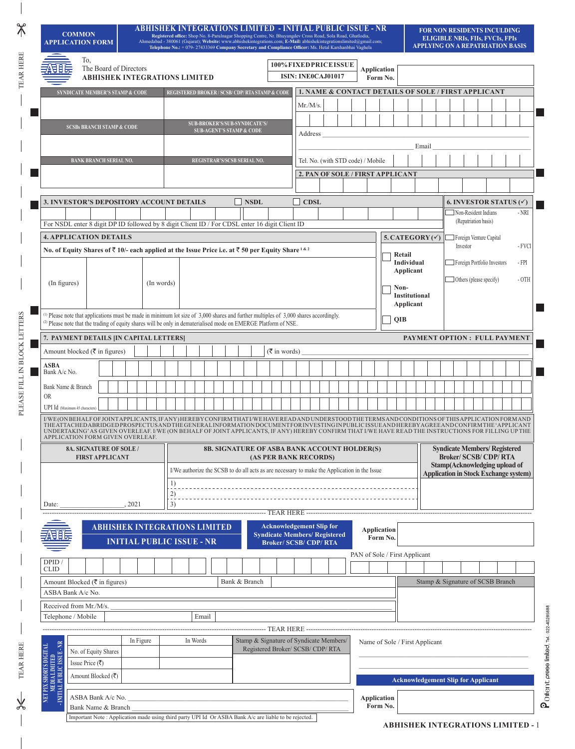**COMMON APPLICATION FORM**

# ABHISHEK INTEGRATIONS LIMITED - INITIAL PUBLIC ISSUE - NR

**Registered office:** Shop No. 8-Parulnagar Shopping Centre, Nr. Bhuyangdev Cross Road, Sola Road, Ghatlodia, Ahmedabad - 380061 (Gujarat); **Website:** www.abhishekintegrations.com; **E-Mail:** abhishekintegrationslimited@gmail.com; **Telephone No.:** + 079- 27433369 **Company Secretary and Compliance Officer:** Ms. Hetal Karshanbhai Vaghela

**FOR NON RESIDENTS INCULDING ELIGIBLE NRIs, FIIs, FVCIs, FPIs APPLYING ON A REPATRIATION BASIS**

To,
The Board of Directors
**ABHISHEK INTEGRATIONS LIMITED**

**100% FIXED PRICE ISSUE**
**ISIN: INE0CAJ01017**

**Application Form No.**

| SYNDICATE MEMBER'S STAMP & CODE | REGISTERED BROKER / SCSB/ CDP/ RTA STAMP & CODE |
|---|---|
| | |
| **SCSBs BRANCH STAMP & CODE** | **SUB-BROKER'S/SUB-SYNDICATE'S/ SUB-AGENT'S STAMP & CODE** |
| | |
| **BANK BRANCH SERIAL NO.** | **REGISTRAR'S/SCSB SERIAL NO.** |
| | |

**1. NAME & CONTACT DETAILS OF SOLE / FIRST APPLICANT**

Mr./M/s.

Address

Email

Tel. No. (with STD code) / Mobile

**2. PAN OF SOLE / FIRST APPLICANT**

**3. INVESTOR'S DEPOSITORY ACCOUNT DETAILS** ☐ NSDL ☐ CDSL

For NSDL enter 8 digit DP ID followed by 8 digit Client ID / For CDSL enter 16 digit Client ID

**6. INVESTOR STATUS (✓)**

- ☐ Non-Resident Indians (Repatriation basis) - NRI
- ☐ Foreign Venture Capital Investor - FVCI
- ☐ Foreign Portfolio Investors - FPI
- ☐ Others (please specify) - OTH

**4. APPLICATION DETAILS**

**No. of Equity Shares of ₹ 10/- each applied at the Issue Price i.e. at ₹ 50 per Equity Share [1 & 2]**

(In figures) (In words)

[(1)] Please note that applications must be made in minimum lot size of 3,000 shares and further multiples of 3,000 shares accordingly.
[(2)] Please note that the trading of equity shares will be only in dematerialised mode on EMERGE Platform of NSE.

**5. CATEGORY (✓)**

- ☐ **Retail Individual Applicant**
- ☐ **Non-Institutional Applicant**
- ☐ **QIB**

**7. PAYMENT DETAILS [IN CAPITAL LETTERS]** **PAYMENT OPTION : FULL PAYMENT**

Amount blocked (₹ in figures) (₹ in words)

**ASBA** Bank A/c No.

Bank Name & Branch

OR

UPI Id (Maximum 45 characters)

I/WE (ON BEHALF OF JOINT APPLICANTS, IF ANY) HEREBY CONFIRM THAT I/WE HAVE READ AND UNDERSTOOD THE TERMS AND CONDITIONS OF THIS APPLICATION FORM AND THE ATTACHED ABRIDGED PROSPECTUS AND THE GENERAL INFORMATION DOCUMENT FOR INVESTING IN PUBLIC ISSUE AND HEREBY AGREE AND CONFIRM THE 'APPLICANT UNDERTAKING' AS GIVEN OVERLEAF. I/WE (ON BEHALF OF JOINT APPLICANTS, IF ANY) HEREBY CONFIRM THAT I/WE HAVE READ THE INSTRUCTIONS FOR FILLING UP THE APPLICATION FORM GIVEN OVERLEAF.

| 8A. SIGNATURE OF SOLE / FIRST APPLICANT | 8B. SIGNATURE OF ASBA BANK ACCOUNT HOLDER(S) (AS PER BANK RECORDS) | Syndicate Members/ Registered Broker/ SCSB/ CDP/ RTA Stamp(Acknowledging upload of Application in Stock Exchange system) |
|---|---|---|
| | I/We authorize the SCSB to do all acts as are necessary to make the Application in the Issue<br>1)<br>2)<br>3) | |
| Date: ________, 2021 | | |

TEAR HERE

**ABHISHEK INTEGRATIONS LIMITED**
**INITIAL PUBLIC ISSUE - NR**

**Acknowledgement Slip for Syndicate Members/ Registered Broker/ SCSB/ CDP/ RTA**

**Application Form No.**

DPID / CLID

PAN of Sole / First Applicant

| Amount Blocked (₹ in figures) | | Bank & Branch | | Stamp & Signature of SCSB Branch |
|---|---|---|---|---|
| ASBA Bank A/c No. | | | | |
| Received from Mr./M/s. | | | | |
| Telephone / Mobile | | Email | | |

TEAR HERE

**ABHISHEK INTEGRATIONS LIMITED - INITIAL PUBLIC ISSUE - NR**

| | In Figure | In Words | Stamp & Signature of Syndicate Members/ Registered Broker/ SCSB/ CDP/ RTA |
|---|---|---|---|
| No. of Equity Shares | | | |
| Issue Price (₹) | | | |
| Amount Blocked (₹) | | | |

Name of Sole / First Applicant

**Acknowledgement Slip for Applicant**

ASBA Bank A/c No.

Bank Name & Branch

**Application Form No.**

Important Note : Application made using third party UPI Id Or ASBA Bank A/c are liable to be rejected.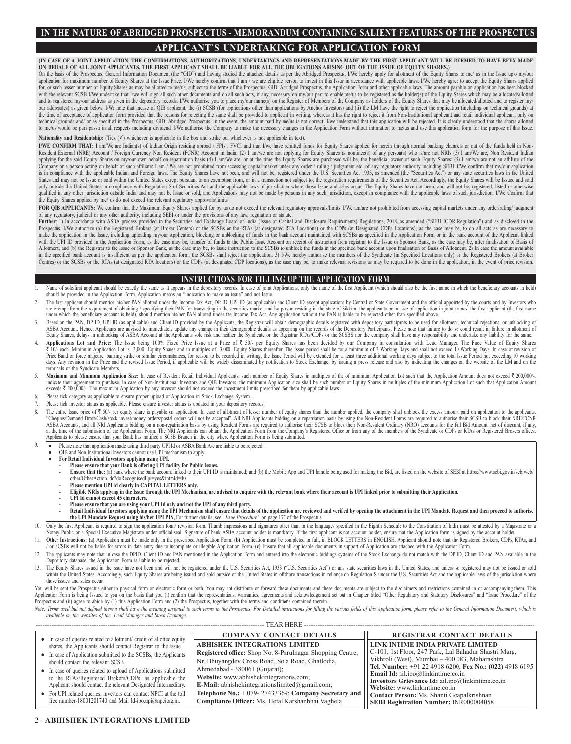# IN THE NATURE OF ABRIDGED PROSPECTUS - MEMORANDUM CONTAINING SALIENT FEATURES OF THE PROSPECTUS

## APPLICANT`S UNDERTAKING FOR APPLICATION FORM

**(IN CASE OF A JOINT APPLICATION, THE CONFIRMATIONS, AUTHORIZATIONS, UNDERTAKINGS AND REPRESENTATIONS MADE BY THE FIRST APPLICANT WILL BE DEEMED TO HAVE BEEN MADE ON BEHALF OF ALL JOINT APPLICANTS. THE FIRST APPLICANT SHALL BE LIABLE FOR ALL THE OBLIGATIONS ARISING OUT OF THE ISSUE OF EQUITY SHARES.)**

On the basis of the Prospectus, General Information Document (the "GID") and having studied the attached details as per the Abridged Prospectus, I/We hereby apply for allotment of the Equity Shares to me/ us in the Issue upto my/our application for maximum number of Equity Shares at the Issue Price. I/We hereby confirm that I am / we are eligible person to invest in this Issue in accordance with applicable laws. I/We hereby agree to accept the Equity Shares applied for, or such lesser number of Equity Shares as may be allotted to me/us, subject to the terms of the Prospectus, GID, Abridged Prospectus, the Application Form and other applicable laws. The amount payable on application has been blocked with the relevant SCSB I/We undertake that I/we will sign all such other documents and do all such acts, if any, necessary on my/our part to enable me/us to be registered as the holder(s) of the Equity Shares which may be allocated/allotted and to register my/our address as given in the depository records. I/We authorise you to place my/our name(s) on the Register of Members of the Company as holders of the Equity Shares that may be allocated/allotted and to register my/ our address(es) as given below. I/We note that incase of QIB applicant, the (i) SCSB (for applications other than applications by Anchor Investors) and (ii) the LM have the right to reject the application (including on technical grounds) at the time of acceptance of application form provided that the reasons for rejecting the same shall be provided to applicant in writing, whereas it has the right to reject it from Non-Institutional applicant and retail individual applicant, only on technical grounds and/ or as specified in the Prospectus, GID, Abridged Prospectus. In the event, the amount paid by me/us is not correct; I/we understand that this application will be rejected. It is clearly understood that the shares allotted to me/us would be pari passu in all respects including dividend. I/We authorise the Company to make the necessary changes in the Application Form without intimation to me/us and use this application form for the purpose of this Issue.

**Nationality and Residentship:** (Tick (✓) whichever is applicable in the box and strike out whichever is not applicable in text).

**I/WE CONFIRM THAT:** I am/We are Indian(s) of Indian Origin residing abroad / FPIs / FVCI and that I/we have remitted funds for Equity Shares applied for herein through normal banking channels or out of the funds held in Non-Resident External (NRE) Account / Foreign Currency Non Resident (FCNR) Account in India; (2) I am/we are not applying for Equity Shares as nominee(s) of any person(s) who is/are not NRIs (3) I am/We are, Non Resident Indian applying for the said Equity Shares on my/our own behalf on repatriation basis (4) I am/We are, or at the time the Equity Shares are purchased will be, the beneficial owner of such Equity Shares; (5) I am/we are not an affiliate of the Company or a person acting on behalf of such affiliate; I am / We are not prohibited from accessing capital market under any order / ruling / judgement etc. of any regulatory authority including SEBI. I/We confirm that my/our application is in compliance with the applicable Indian and Foreign laws. The Equity Shares have not been, and will not be, registered under the U.S. Securities Act 1933, as amended (the "Securities Act") or any state securities laws in the United States and may not be Issue or sold within the United States except pursuant to an exemption from, or in a transaction not subject to, the registration requirements of the Securities Act. Accordingly, the Equity Shares will be Issued and sold only outside the United States in compliance with Regulation S of Securities Act and the applicable laws of jurisdiction where those Issue and sales occur. The Equity Shares have not been, and will not be, registered, listed or otherwise qualified in any other jurisdiction outside India and may not be Issue or sold, and Applications may not be made by persons in any such jurisdiction, except in compliance with the applicable laws of such jurisdiction. I/We Confirm that the Equity Shares applied by me/ us do not exceed the relevant regulatory approvals/limits.

**FOR QIB APPLICANTS:** We confirm that the Maximum Equity Shares applied for by us do not exceed the relevant regulatory approvals/limits. I/We am/are not prohibited from accessing capital markets under any order/ruling/ judgment of any regulatory, judicial or any other authority, including SEBI or under the provisions of any law, regulation or statute.

**Further**: 1) In accordance with ASBA process provided in the Securities and Exchange Board of India (Issue of Capital and Disclosure Requirements) Regulations, 2018, as amended ("SEBI ICDR Regulation") and as disclosed in the Prospectus. I/We authorize (a) the Registered Brokers (at Broker Centers) or the SCSBs or the RTAs (at designated RTA Locations) or the CDPs (at Designated CDPs Locations), as the case may be, to do all acts as are necessary to make the application in the Issue, including uploading my/our Application, blocking or unblocking of funds in the bank account maintained with SCSBs as specified in the Application Form or in the bank account of the Applicant linked with the UPI ID provided in the Application Form, as the case may be, transfer of funds to the Public Issue Account on receipt of instruction from registrar to the Issue or Sponsor Bank, as the case may be, after finalisation of Basis of Allotment, and (b) the Registrar to the Issue or Sponsor Bank, as the case may be, to Issue instruction to the SCSBs to unblock the funds in the specified bank account upon finalisation of Basis of Allotment. 2) In case the amount available in the specified bank account is insufficient as per the application form, the SCSBs shall reject the application. 3) I/We hereby authorise the members of the Syndicate (in Specified Locations only) or the Registered Brokers (at Broker Centres) or the SCSBs or the RTAs (at designated RTA locations) or the CDPs (at designated CDP locations), as the case may be, to make relevant revisions as may be required to be done in the application, in the event of price revision.

## INSTRUCTIONS FOR FILLING UP THE APPLICATION FORM

1. Name of sole/first applicant should be exactly the same as it appears in the depository records. In case of joint Applications, only the name of the first Applicant (which should also be the first name in which the beneficiary accounts in held) should be provided in the Application Form. Application means an "indication to make an issue" and not Issue.
2. The first applicant should mention his/her PAN allotted under the Income Tax Act, DP ID, UPI ID (as applicable) and Client ID except applications by Central or State Government and the official appointed by the courts and by Investors who are exempt from the requirement of obtaining / specifying their PAN for transacting in the securities market and by person residing in the state of Sikkim, the applicants or in case of application in joint names, the first applicant (the first name under which the beneficiary account is held), should mention his/her PAN allotted under the Income Tax Act. Any application without the PAN is liable to be rejected other than specified above.
3. Based on the PAN, DP ID, UPI ID (as applicable) and Client ID provided by the Applicants, the Registrar will obtain demographic details registered with depository participants to be used for allotment, technical rejections, or unblocking of ASBA Account. Hence, Applicants are advised to immediately update any change in their demographic details as appearing on the records of the Depository Participants. Please note that failure to do so could result in failure in allotment of Equity Shares, delays in unblocking of ASBA Account at the Applicants sole risk and neither the Syndicate or the Registrar RTAs/CDPs or the SCSBs nor the company shall have any responsibility and undertake any liability for the same.
4. **Applications Lot and Price:** The Issue being 100% Fixed Price Issue at a Price of ₹ 50/- per Equity Shares has been decided by our Company in consultation with Lead Manager. The Face Value of Equity Shares ₹ 10/- each. Minimum Application Lot is 3,000 Equity Shares and in multiples of 3,000 Equity Shares thereafter. The Issue period shall be for a minimum of 3 Working Days and shall not exceed 10 Working Days. In case of revision of Price Band or force majeure, banking strike or similar circumstances, for reason to be recorded in writing, the Issue Period will be extended for at least three additional working days subject to the total Issue Period not exceeding 10 working days. Any revision in the Price and the revised Issue Period, if applicable will be widely disseminated by notification to Stock Exchange, by issuing a press release and also by indicating the changes on the website of the LM and on the terminals of the Syndicate Members.
5. **Maximum and Minimum Application Size:** In case of Resident Retail Individual Applicants, such number of Equity Shares in multiples of the of minimum Application Lot such that the Application Amount does not exceed ₹ 200,000/-. indicate their agreement to purchase. In case of Non-Institutional Investors and QIB Investors, the minimum Application size shall be such number of Equity Shares in multiples of the minimum Application Lot such that Application Amount exceeds ₹ 200,000/-. The maximum Application by any investor should not exceed the investment limits prescribed for them by applicable laws.
6. Please tick category as applicable to ensure proper upload of Application in Stock Exchange System.
7. Please tick investor status as applicable. Please ensure investor status is updated in your depository records.
8. The entire Issue price of ₹ 50/- per equity share is payable on application. In case of allotment of lesser number of equity shares than the number applied, the company shall unblock the excess amount paid on application to the applicants. "Cheques/Demand Draft/Cash/stock invest/money orders/postal orders will not be accepted". All NRI Applicants bidding on a repatriation basis by using the Non-Resident Forms are required to authorise their SCSB to block their NRE/FCNR ASBA Accounts, and all NRI Applicants bidding on a non-repatriation basis by using Resident Forms are required to authorise their SCSB to block their Non-Resident Ordinary (NRO) accounts for the full Bid Amount, net of discount, if any, at the time of the submission of the Application Form. The NRI Applicants can obtain the Application Form from the Company's Registered Office or from any of the members of the Syndicate or CDPs or RTAs or Registered Brokers offices. Applicants to please ensure that your Bank has notified a SCSB Branch in the city where Application Form is being submitted.
9. - Please note that application made using third party UPI Id or ASBA Bank A/c are liable to be rejected.
   - QIB and Non Institutional Investors cannot use UPI mechanism to apply.
   - **For Retail Individual Investors applying using UPI.**
     - **Please ensure that your Bank is offering UPI facility for Public Issues.**
     - **Ensure that the:** (a) bank where the bank account linked to their UPI ID is maintained; and (b) the Mobile App and UPI handle being used for making the Bid, are listed on the website of SEBI at https://www.sebi.gov.in/sebiweb/ other/OtherAction. do?doRecognisedFpi=yes&intmId=40
     - **Please mention UPI Id clearly in CAPITAL LETTERS only.**
     - **Eligible NRIs applying in the Issue through the UPI Mechanism, are advised to enquire with the relevant bank where their account is UPI linked prior to submitting their Application.**
     - **UPI Id cannot exceed 45 characters.**
     - **Please ensure that you are using your UPI Id only and not the UPI of any third party.**
     - **Retail Individual Investors applying using the UPI Mechanism shall ensure that details of the application are reviewed and verified by opening the attachment in the UPI Mandate Request and then proceed to authorise the UPI Mandate Request using his/her UPI PIN,** For further details, see *"Issue Procedure"* on page 177 of the Prospectus
10. Only the first Applicant is required to sign the application form/ revision form. Thumb impressions and signatures other than in the languages specified in the Eighth Schedule to the Constitution of India must be attested by a Magistrate or a Notary Public or a Special Executive Magistrate under official seal. Signature of bank ASBA account holder is mandatory. If the first applicant is not account holder, ensure that the Application form is signed by the account holder.
11. **Other Instructions: (a)** Application must be made only in the prescribed Application Form. (**b**) Application must be completed in full, in BLOCK LETTERS in ENGLISH. Applicant should note that the Registered Brokers, CDPs, RTAs, and / or SCSBs will not be liable for errors in data entry due to incomplete or illegible Application Form. (**c**) Ensure that all applicable documents in support of Application are attached with the Application Form.
12. The applicants may note that in case the DPID, Client ID and PAN mentioned in the Application Form and entered into the electronic biddings systems of the Stock Exchange do not match with the DP ID, Client ID and PAN available in the Depository database, the Application Form is liable to be rejected.
13. The Equity Shares issued in the issue have not been and will not be registered under the U.S. Securities Act, 1933 ("U.S. Securities Act") or any state securities laws in the United States, and unless so registered may not be issued or sold within the United States. Accordingly, such Equity Shares are being issued and sold outside of the United States in offshore transactions in reliance on Regulation S under the U.S. Securities Act and the applicable laws of the jurisdiction where those issues and sales occur.

You will be sent the Prospectus either in physical form or electronic form or both. You may not distribute or forward these documents and these documents are subject to the disclaimers and restrictions contained in or accompanying them. This Application Form is being Issued to you on the basis that you (i) confirm that the representations, warranties, agreements and acknowledgement set out in Chapter titled "Other Regulatory and Statutory Disclosures" and "Issue Procedure" of the Prospectus and (ii) agree to abide by (1) this Application Form and (2) the Prospectus, together with the terms and conditions contained therein.

*Note: Terms used but not defined therein shall have the meaning assigned to such terms in the Prospectus. For Detailed instructions for filling the various fields of this Application form, please refer to the General Information Document, which is available on the websites of the Lead Manager and Stock Exchange.*

---------- TEAR HERE ----------

- In case of queries related to allotment/ credit of allotted equity shares, the Applicants should contact Registrar to the Issue
- In case of Application submitted to the SCSBs, the Applicants should contact the relevant SCSB
- In case of queries related to upload of Applications submitted to the RTAs/Registered Brokers/CDPs, as applicable the Applicant should contact the relevant Designated Intermediary.
- For UPI related queries, investors can contact NPCI at the toll free number-18001201740 and Mail Id-ipo.upi@npciorg.in.

**COMPANY CONTACT DETAILS**

**ABHISHEK INTEGRATIONS LIMITED**
**Registered office:** Shop No. 8-Parulnagar Shopping Centre, Nr. Bhuyangdev Cross Road, Sola Road, Ghatlodia, Ahmedabad - 380061 (Gujarat);
**Website:** www.abhishekintegrations.com;
**E-Mail:** abhishekintegrationslimited@gmail.com;
**Telephone No.:** + 079- 27433369; **Company Secretary and Compliance Officer:** Ms. Hetal Karshanbhai Vaghela

**REGISTRAR CONTACT DETAILS**

**LINK INTIME INDIA PRIVATE LIMITED**
C-101, 1st Floor, 247 Park, Lal Bahadur Shastri Marg, Vikhroli (West), Mumbai – 400 083, Maharashtra
**Tel. Number:** +91 22 4918 6200; **Fex No.: (022)** 4918 6195
**Email Id:** ail.ipo@linkintime.co.in
**Investors Grievance Id:** ail.ipo@linkintime.co.in
**Website:** www.linkintime.co.in
**Contact Person:** Ms. Shanti Goapalkrishnan
**SEBI Registration Number:** INR000004058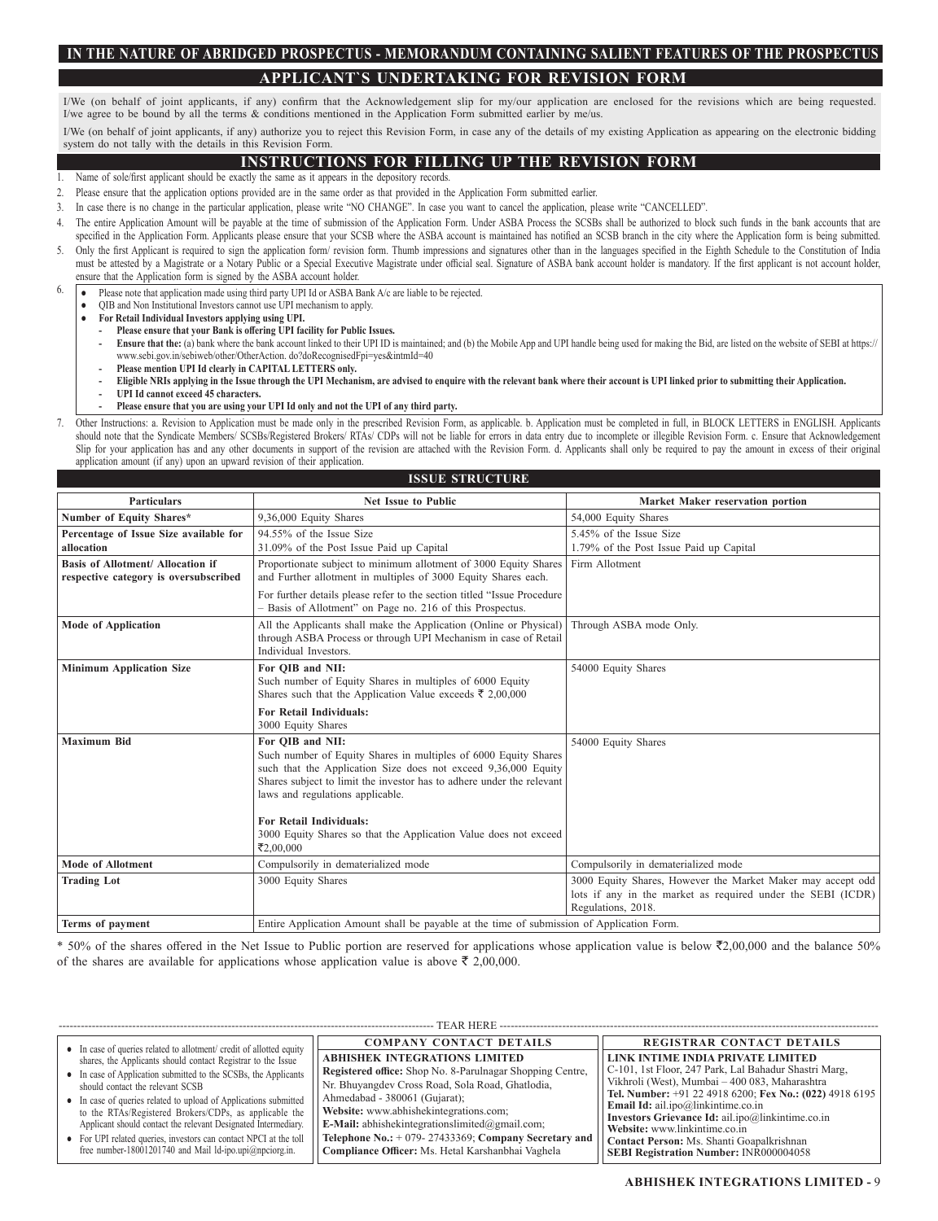# IN THE NATURE OF ABRIDGED PROSPECTUS - MEMORANDUM CONTAINING SALIENT FEATURES OF THE PROSPECTUS

## APPLICANT`S UNDERTAKING FOR REVISION FORM

I/We (on behalf of joint applicants, if any) confirm that the Acknowledgement slip for my/our application are enclosed for the revisions which are being requested. I/we agree to be bound by all the terms & conditions mentioned in the Application Form submitted earlier by me/us.

I/We (on behalf of joint applicants, if any) authorize you to reject this Revision Form, in case any of the details of my existing Application as appearing on the electronic bidding system do not tally with the details in this Revision Form.

## INSTRUCTIONS FOR FILLING UP THE REVISION FORM

1. Name of sole/first applicant should be exactly the same as it appears in the depository records.
2. Please ensure that the application options provided are in the same order as that provided in the Application Form submitted earlier.
3. In case there is no change in the particular application, please write "NO CHANGE". In case you want to cancel the application, please write "CANCELLED".
4. The entire Application Amount will be payable at the time of submission of the Application Form. Under ASBA Process the SCSBs shall be authorized to block such funds in the bank accounts that are specified in the Application Form. Applicants please ensure that your SCSB where the ASBA account is maintained has notified an SCSB branch in the city where the Application form is being submitted.
5. Only the first Applicant is required to sign the application form/ revision form. Thumb impressions and signatures other than in the languages specified in the Eighth Schedule to the Constitution of India must be attested by a Magistrate or a Notary Public or a Special Executive Magistrate under official seal. Signature of ASBA bank account holder is mandatory. If the first applicant is not account holder, ensure that the Application form is signed by the ASBA account holder.
6. 
   - Please note that application made using third party UPI Id or ASBA Bank A/c are liable to be rejected.
   - QIB and Non Institutional Investors cannot use UPI mechanism to apply.
   - **For Retail Individual Investors applying using UPI.**
     - **Please ensure that your Bank is offering UPI facility for Public Issues.**
     - **Ensure that the:** (a) bank where the bank account linked to their UPI ID is maintained; and (b) the Mobile App and UPI handle being used for making the Bid, are listed on the website of SEBI at https://www.sebi.gov.in/sebiweb/other/OtherAction. do?doRecognisedFpi=yes&intmId=40
     - **Please mention UPI Id clearly in CAPITAL LETTERS only.**
     - **Eligible NRIs applying in the Issue through the UPI Mechanism, are advised to enquire with the relevant bank where their account is UPI linked prior to submitting their Application.**
     - **UPI Id cannot exceed 45 characters.**
     - **Please ensure that you are using your UPI Id only and not the UPI of any third party.**
7. Other Instructions: a. Revision to Application must be made only in the prescribed Revision Form, as applicable. b. Application must be completed in full, in BLOCK LETTERS in ENGLISH. Applicants should note that the Syndicate Members/ SCSBs/Registered Brokers/ RTAs/ CDPs will not be liable for errors in data entry due to incomplete or illegible Revision Form. c. Ensure that Acknowledgement Slip for your application has and any other documents in support of the revision are attached with the Revision Form. d. Applicants shall only be required to pay the amount in excess of their original application amount (if any) upon an upward revision of their application.

## ISSUE STRUCTURE

| Particulars | Net Issue to Public | Market Maker reservation portion |
|---|---|---|
| **Number of Equity Shares*** | 9,36,000 Equity Shares | 54,000 Equity Shares |
| **Percentage of Issue Size available for allocation** | 94.55% of the Issue Size<br>31.09% of the Post Issue Paid up Capital | 5.45% of the Issue Size<br>1.79% of the Post Issue Paid up Capital |
| **Basis of Allotment/ Allocation if respective category is oversubscribed** | Proportionate subject to minimum allotment of 3000 Equity Shares and Further allotment in multiples of 3000 Equity Shares each.<br>For further details please refer to the section titled "Issue Procedure – Basis of Allotment" on Page no. 216 of this Prospectus. | Firm Allotment |
| **Mode of Application** | All the Applicants shall make the Application (Online or Physical) through ASBA Process or through UPI Mechanism in case of Retail Individual Investors. | Through ASBA mode Only. |
| **Minimum Application Size** | **For QIB and NII:**<br>Such number of Equity Shares in multiples of 6000 Equity Shares such that the Application Value exceeds ₹ 2,00,000<br>**For Retail Individuals:**<br>3000 Equity Shares | 54000 Equity Shares |
| **Maximum Bid** | **For QIB and NII:**<br>Such number of Equity Shares in multiples of 6000 Equity Shares such that the Application Size does not exceed 9,36,000 Equity Shares subject to limit the investor has to adhere under the relevant laws and regulations applicable.<br>**For Retail Individuals:**<br>3000 Equity Shares so that the Application Value does not exceed ₹2,00,000 | 54000 Equity Shares |
| **Mode of Allotment** | Compulsorily in dematerialized mode | Compulsorily in dematerialized mode |
| **Trading Lot** | 3000 Equity Shares | 3000 Equity Shares, However the Market Maker may accept odd lots if any in the market as required under the SEBI (ICDR) Regulations, 2018. |
| **Terms of payment** | Entire Application Amount shall be payable at the time of submission of Application Form. | |

\* 50% of the shares offered in the Net Issue to Public portion are reserved for applications whose application value is below ₹2,00,000 and the balance 50% of the shares are available for applications whose application value is above ₹ 2,00,000.

---------- TEAR HERE ----------

- In case of queries related to allotment/ credit of allotted equity shares, the Applicants should contact Registrar to the Issue
- In case of Application submitted to the SCSBs, the Applicants should contact the relevant SCSB
- In case of queries related to upload of Applications submitted to the RTAs/Registered Brokers/CDPs, as applicable the Applicant should contact the relevant Designated Intermediary.
- For UPI related queries, investors can contact NPCI at the toll free number-18001201740 and Mail Id-ipo.upi@npciorg.in.

**COMPANY CONTACT DETAILS**

**ABHISHEK INTEGRATIONS LIMITED**
**Registered office:** Shop No. 8-Parulnagar Shopping Centre, Nr. Bhuyangdev Cross Road, Sola Road, Ghatlodia, Ahmedabad - 380061 (Gujarat);
**Website:** www.abhishekintegrations.com;
**E-Mail:** abhishekintegrationslimited@gmail.com;
**Telephone No.:** + 079- 27433369; **Company Secretary and Compliance Officer:** Ms. Hetal Karshanbhai Vaghela

**REGISTRAR CONTACT DETAILS**

**LINK INTIME INDIA PRIVATE LIMITED**
C-101, 1st Floor, 247 Park, Lal Bahadur Shastri Marg, Vikhroli (West), Mumbai – 400 083, Maharashtra
**Tel. Number:** +91 22 4918 6200; **Fex No.: (022)** 4918 6195
**Email Id:** ail.ipo@linkintime.co.in
**Investors Grievance Id:** ail.ipo@linkintime.co.in
**Website:** www.linkintime.co.in
**Contact Person:** Ms. Shanti Goapalkrishnan
**SEBI Registration Number:** INR000004058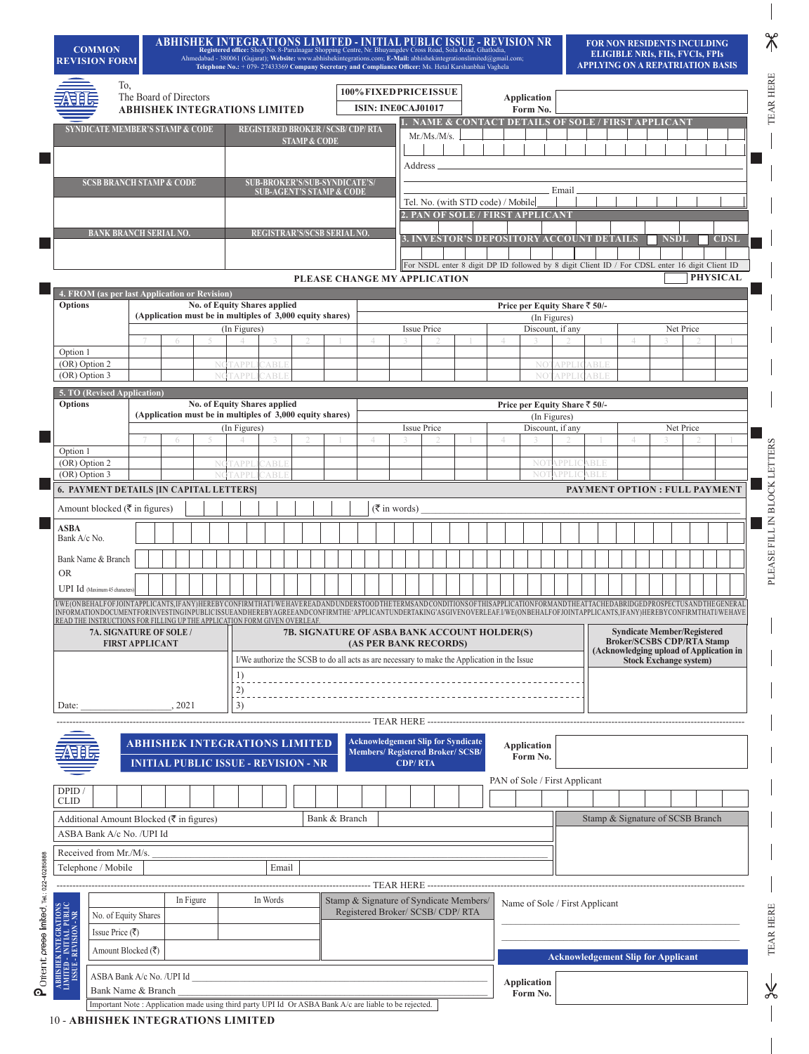**COMMON REVISION FORM**

# ABHISHEK INTEGRATIONS LIMITED - INITIAL PUBLIC ISSUE - REVISION NR

**Registered office:** Shop No. 8-Parulnagar Shopping Centre, Nr. Bhuyangdev Cross Road, Sola Road, Ghatlodia, Ahmedabad - 380061 (Gujarat); **Website:** www.abhishekintegrations.com; **E-Mail:** abhishekintegrationslimited@gmail.com; **Telephone No.:** + 079- 27433369 **Company Secretary and Compliance Officer:** Ms. Hetal Karshanbhai Vaghela

**FOR NON RESIDENTS INCULDING ELIGIBLE NRIs, FIIs, FVCIs, FPIs APPLYING ON A REPATRIATION BASIS**

To,
The Board of Directors
**ABHISHEK INTEGRATIONS LIMITED**

**100% FIXED PRICE ISSUE**
**ISIN: INE0CAJ01017**

**Application Form No.**

| SYNDICATE MEMBER'S STAMP & CODE | REGISTERED BROKER / SCSB/ CDP/ RTA STAMP & CODE |
|---|---|
| | |
| **SCSB BRANCH STAMP & CODE** | **SUB-BROKER'S/SUB-SYNDICATE'S/ SUB-AGENT'S STAMP & CODE** |
| | |
| **BANK BRANCH SERIAL NO.** | **REGISTRAR'S/SCSB SERIAL NO.** |
| | |

**1. NAME & CONTACT DETAILS OF SOLE / FIRST APPLICANT**

Mr./Ms./M/s.

Address

Email

Tel. No. (with STD code) / Mobile

**2. PAN OF SOLE / FIRST APPLICANT**

**3. INVESTOR'S DEPOSITORY ACCOUNT DETAILS** ☐ NSDL ☐ CDSL

For NSDL enter 8 digit DP ID followed by 8 digit Client ID / For CDSL enter 16 digit Client ID

☐ **PHYSICAL**

**PLEASE CHANGE MY APPLICATION**

**4. FROM (as per last Application or Revision)**

| Options | No. of Equity Shares applied (Application must be in multiples of 3,000 equity shares) (In Figures) | Price per Equity Share ₹ 50/- (In Figures): Issue Price | Discount, if any | Net Price |
|---|---|---|---|---|
| | 7 6 5 4 3 2 1 | 4 3 2 1 | 4 3 2 1 | 4 3 2 1 |
| Option 1 | | | | |
| (OR) Option 2 | NOT APPLICABLE | | NOT APPLICABLE | |
| (OR) Option 3 | NOT APPLICABLE | | NOT APPLICABLE | |

**5. TO (Revised Application)**

| Options | No. of Equity Shares applied (Application must be in multiples of 3,000 equity shares) (In Figures) | Price per Equity Share ₹ 50/- (In Figures): Issue Price | Discount, if any | Net Price |
|---|---|---|---|---|
| | 7 6 5 4 3 2 1 | 4 3 2 1 | 4 3 2 1 | 4 3 2 1 |
| Option 1 | | | | |
| (OR) Option 2 | NOT APPLICABLE | | NOT APPLICABLE | |
| (OR) Option 3 | NOT APPLICABLE | | NOT APPLICABLE | |

**6. PAYMENT DETAILS [IN CAPITAL LETTERS]** — **PAYMENT OPTION : FULL PAYMENT**

Amount blocked (₹ in figures) (₹ in words)

**ASBA** Bank A/c No.

Bank Name & Branch

OR

UPI Id (Maximum 45 characters)

I/WE (ON BEHALF OF JOINT APPLICANTS, IF ANY) HEREBY CONFIRM THAT I/WE HAVE READ AND UNDERSTOOD THE TERMS AND CONDITIONS OF THIS APPLICATION FORM AND THE ATTACHED ABRIDGED PROSPECTUS AND THE GENERAL INFORMATION DOCUMENT FOR INVESTING IN PUBLIC ISSUE AND HEREBY AGREE AND CONFIRM THE 'APPLICANT UNDERTAKING' AS GIVEN OVERLEAF. I/WE (ON BEHALF OF JOINT APPLICANTS, IF ANY) HEREBY CONFIRM THAT I/WE HAVE READ THE INSTRUCTIONS FOR FILLING UP THE APPLICATION FORM GIVEN OVERLEAF.

| 7A. SIGNATURE OF SOLE / FIRST APPLICANT | 7B. SIGNATURE OF ASBA BANK ACCOUNT HOLDER(S) (AS PER BANK RECORDS) | Syndicate Member/Registered Broker/SCSBS CDP/RTA Stamp (Acknowledging upload of Application in Stock Exchange system) |
|---|---|---|
| | I/We authorize the SCSB to do all acts as are necessary to make the Application in the Issue | |
| | 1) | |
| | 2) | |
| Date: ____________, 2021 | 3) | |

--- TEAR HERE ---

**ABHISHEK INTEGRATIONS LIMITED**
**INITIAL PUBLIC ISSUE - REVISION - NR**

**Acknowledgement Slip for Syndicate Members/ Registered Broker/ SCSB/ CDP/ RTA**

**Application Form No.**

DPID / CLID

PAN of Sole / First Applicant

| Additional Amount Blocked (₹ in figures) | Bank & Branch | Stamp & Signature of SCSB Branch |
|---|---|---|
| ASBA Bank A/c No. /UPI Id | | |
| Received from Mr./Ms./M/s. | | |
| Telephone / Mobile | Email | |

--- TEAR HERE ---

ABHISHEK INTEGRATIONS LIMITED - INITIAL PUBLIC ISSUE - REVISION - NR

| | In Figure | In Words | Stamp & Signature of Syndicate Members/ Registered Broker/ SCSB/ CDP/ RTA |
|---|---|---|---|
| No. of Equity Shares | | | |
| Issue Price (₹) | | | |
| Amount Blocked (₹) | | | |

Name of Sole / First Applicant

**Acknowledgement Slip for Applicant**

ASBA Bank A/c No. /UPI Id

Bank Name & Branch

**Application Form No.**

Important Note : Application made using third party UPI Id Or ASBA Bank A/c are liable to be rejected.

TEAR HERE

PLEASE FILL IN BLOCK LETTERS

TEAR HERE